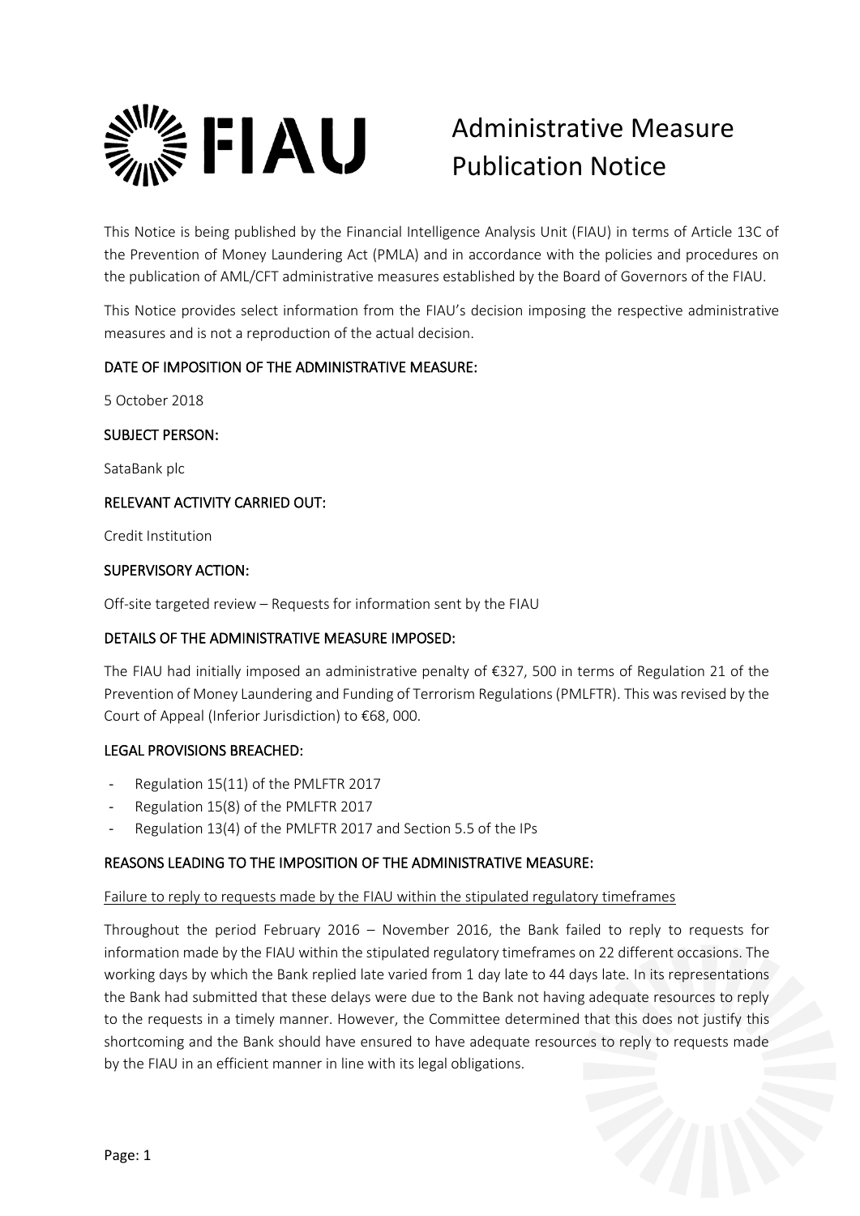# FIAU

# Administrative Measure Publication Notice

This Notice is being published by the Financial Intelligence Analysis Unit (FIAU) in terms of Article 13C of the Prevention of Money Laundering Act (PMLA) and in accordance with the policies and procedures on the publication of AML/CFT administrative measures established by the Board of Governors of the FIAU.

This Notice provides select information from the FIAU's decision imposing the respective administrative measures and is not a reproduction of the actual decision.

## DATE OF IMPOSITION OF THE ADMINISTRATIVE MEASURE:

5 October 2018

## SUBJECT PERSON:

SataBank plc

## RELEVANT ACTIVITY CARRIED OUT:

Credit Institution

## SUPERVISORY ACTION:

Off-site targeted review – Requests for information sent by the FIAU

## DETAILS OF THE ADMINISTRATIVE MEASURE IMPOSED:

The FIAU had initially imposed an administrative penalty of €327, 500 in terms of Regulation 21 of the Prevention of Money Laundering and Funding of Terrorism Regulations (PMLFTR). This was revised by the Court of Appeal (Inferior Jurisdiction) to €68, 000.

## LEGAL PROVISIONS BREACHED:

- Regulation 15(11) of the PMLFTR 2017
- Regulation 15(8) of the PMLFTR 2017
- Regulation 13(4) of the PMLFTR 2017 and Section 5.5 of the IPs

## REASONS LEADING TO THE IMPOSITION OF THE ADMINISTRATIVE MEASURE:

Failure to reply to requests made by the FIAU within the stipulated regulatory timeframes

Throughout the period February 2016 – November 2016, the Bank failed to reply to requests for information made by the FIAU within the stipulated regulatory timeframes on 22 different occasions. The working days by which the Bank replied late varied from 1 day late to 44 days late. In its representations the Bank had submitted that these delays were due to the Bank not having adequate resources to reply to the requests in a timely manner. However, the Committee determined that this does not justify this shortcoming and the Bank should have ensured to have adequate resources to reply to requests made by the FIAU in an efficient manner in line with its legal obligations.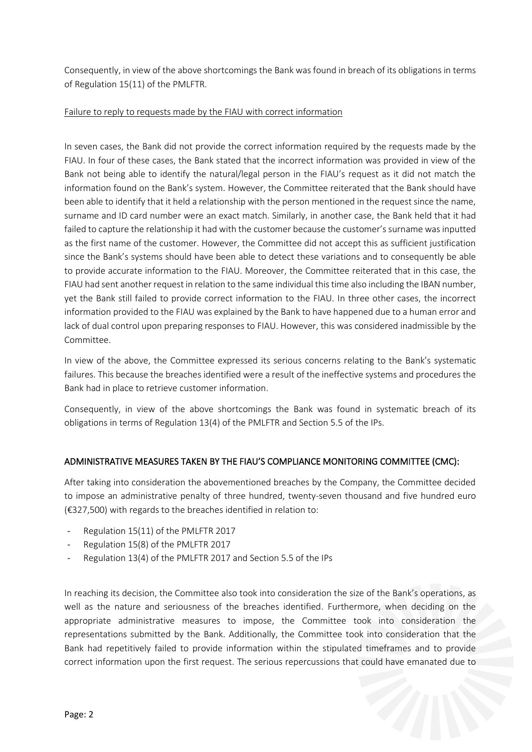Consequently, in view of the above shortcomings the Bank was found in breach of its obligations in terms of Regulation 15(11) of the PMLFTR.

Failure to reply to requests made by the FIAU with correct information

In seven cases, the Bank did not provide the correct information required by the requests made by the FIAU. In four of these cases, the Bank stated that the incorrect information was provided in view of the Bank not being able to identify the natural/legal person in the FIAU's request as it did not match the information found on the Bank's system. However, the Committee reiterated that the Bank should have been able to identify that it held a relationship with the person mentioned in the request since the name, surname and ID card number were an exact match. Similarly, in another case, the Bank held that it had failed to capture the relationship it had with the customer because the customer's surname was inputted as the first name of the customer. However, the Committee did not accept this as sufficient justification since the Bank's systems should have been able to detect these variations and to consequently be able to provide accurate information to the FIAU. Moreover, the Committee reiterated that in this case, the FIAU had sent another request in relation to the same individual this time also including the IBAN number, yet the Bank still failed to provide correct information to the FIAU. In three other cases, the incorrect information provided to the FIAU was explained by the Bank to have happened due to a human error and lack of dual control upon preparing responses to FIAU. However, this was considered inadmissible by the Committee.

In view of the above, the Committee expressed its serious concerns relating to the Bank's systematic failures. This because the breaches identified were a result of the ineffective systems and procedures the Bank had in place to retrieve customer information.

Consequently, in view of the above shortcomings the Bank was found in systematic breach of its obligations in terms of Regulation 13(4) of the PMLFTR and Section 5.5 of the IPs.

## ADMINISTRATIVE MEASURES TAKEN BY THE FIAU'S COMPLIANCE MONITORING COMMITTEE (CMC):

After taking into consideration the abovementioned breaches by the Company, the Committee decided to impose an administrative penalty of three hundred, twenty-seven thousand and five hundred euro (€327,500) with regards to the breaches identified in relation to:

- Regulation 15(11) of the PMLFTR 2017
- Regulation 15(8) of the PMLFTR 2017
- Regulation 13(4) of the PMLFTR 2017 and Section 5.5 of the IPs

In reaching its decision, the Committee also took into consideration the size of the Bank's operations, as well as the nature and seriousness of the breaches identified. Furthermore, when deciding on the appropriate administrative measures to impose, the Committee took into consideration the representations submitted by the Bank. Additionally, the Committee took into consideration that the Bank had repetitively failed to provide information within the stipulated timeframes and to provide correct information upon the first request. The serious repercussions that could have emanated due to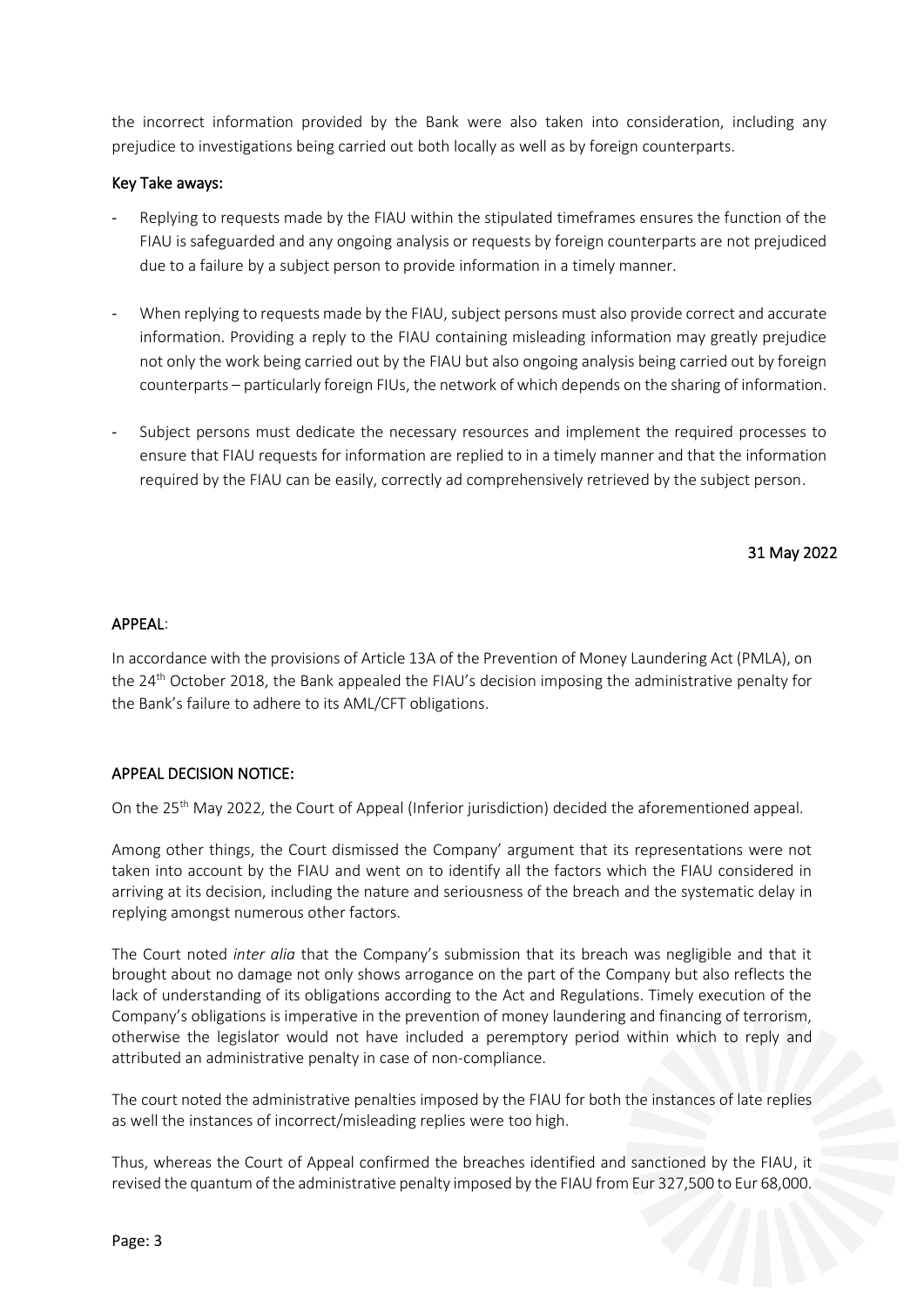the incorrect information provided by the Bank were also taken into consideration, including any prejudice to investigations being carried out both locally as well as by foreign counterparts.

### Key Take aways:

- Replying to requests made by the FIAU within the stipulated timeframes ensures the function of the FIAU is safeguarded and any ongoing analysis or requests by foreign counterparts are not prejudiced due to a failure by a subject person to provide information in a timely manner.

- When replying to requests made by the FIAU, subject persons must also provide correct and accurate information. Providing a reply to the FIAU containing misleading information may greatly prejudice not only the work being carried out by the FIAU but also ongoing analysis being carried out by foreign counterparts – particularly foreign FIUs, the network of which depends on the sharing of information.

- Subject persons must dedicate the necessary resources and implement the required processes to ensure that FIAU requests for information are replied to in a timely manner and that the information required by the FIAU can be easily, correctly ad comprehensively retrieved by the subject person.

31 May 2022

### APPEAL:

In accordance with the provisions of Article 13A of the Prevention of Money Laundering Act (PMLA), on the 24th October 2018, the Bank appealed the FIAU's decision imposing the administrative penalty for the Bank's failure to adhere to its AML/CFT obligations.

### APPEAL DECISION NOTICE:

On the 25th May 2022, the Court of Appeal (Inferior jurisdiction) decided the aforementioned appeal.

Among other things, the Court dismissed the Company' argument that its representations were not taken into account by the FIAU and went on to identify all the factors which the FIAU considered in arriving at its decision, including the nature and seriousness of the breach and the systematic delay in replying amongst numerous other factors.

The Court noted *inter alia* that the Company's submission that its breach was negligible and that it brought about no damage not only shows arrogance on the part of the Company but also reflects the lack of understanding of its obligations according to the Act and Regulations. Timely execution of the Company's obligations is imperative in the prevention of money laundering and financing of terrorism, otherwise the legislator would not have included a peremptory period within which to reply and attributed an administrative penalty in case of non-compliance.

The court noted the administrative penalties imposed by the FIAU for both the instances of late replies as well the instances of incorrect/misleading replies were too high.

Thus, whereas the Court of Appeal confirmed the breaches identified and sanctioned by the FIAU, it revised the quantum of the administrative penalty imposed by the FIAU from Eur 327,500 to Eur 68,000.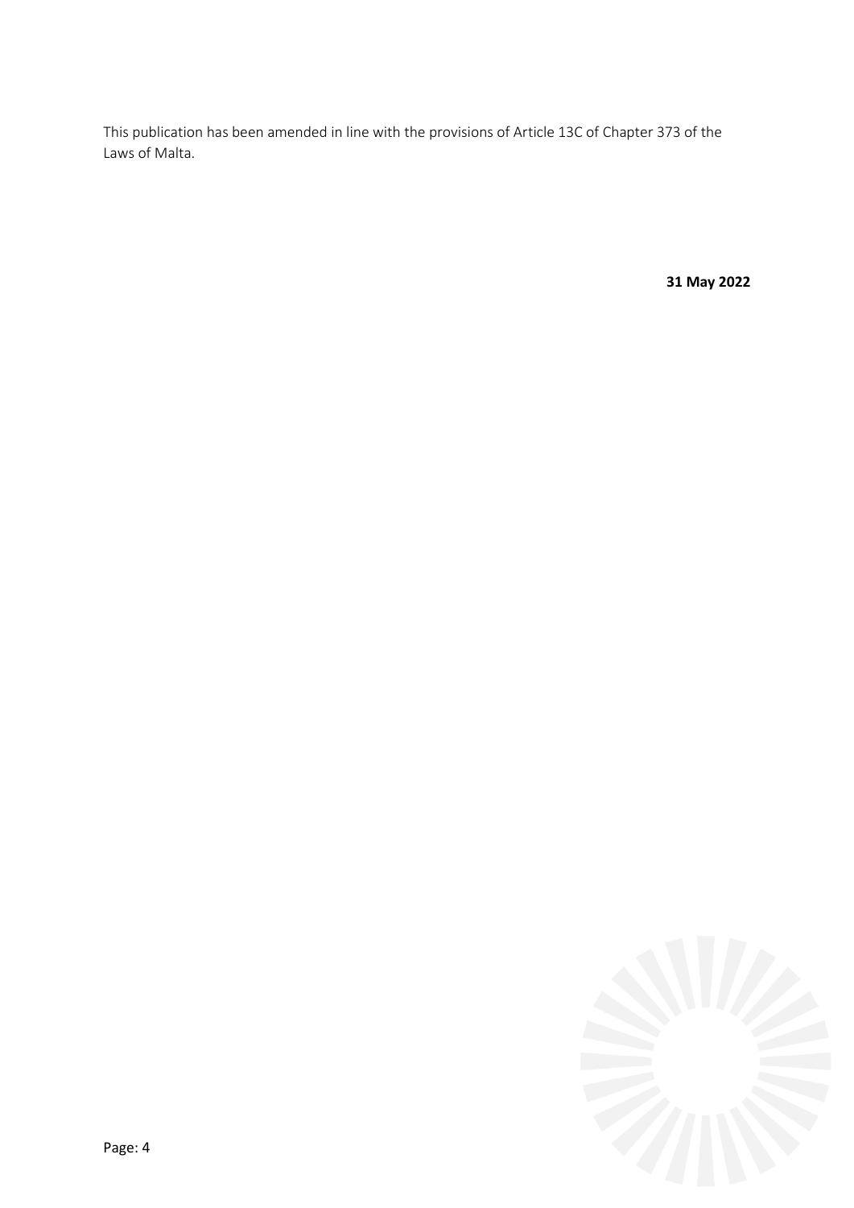This publication has been amended in line with the provisions of Article 13C of Chapter 373 of the Laws of Malta.

**31 May 2022**